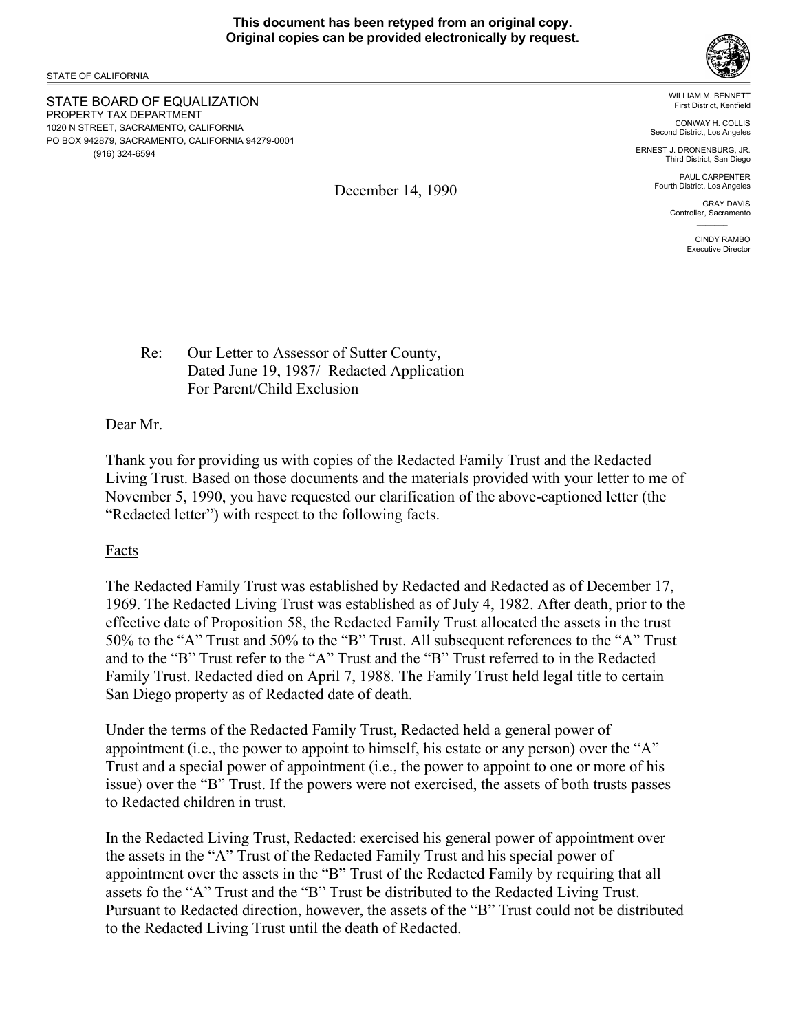**This document has been retyped from an original copy.**
**Original copies can be provided electronically by request.**

STATE OF CALIFORNIA

STATE BOARD OF EQUALIZATION
PROPERTY TAX DEPARTMENT
1020 N STREET, SACRAMENTO, CALIFORNIA
PO BOX 942879, SACRAMENTO, CALIFORNIA 94279-0001
(916) 324-6594

WILLIAM M. BENNETT
First District, Kentfield

CONWAY H. COLLIS
Second District, Los Angeles

ERNEST J. DRONENBURG, JR.
Third District, San Diego

PAUL CARPENTER
Fourth District, Los Angeles

GRAY DAVIS
Controller, Sacramento

CINDY RAMBO
Executive Director

December 14, 1990

Re: Our Letter to Assessor of Sutter County, Dated June 19, 1987/ Redacted Application For Parent/Child Exclusion

Dear Mr.

Thank you for providing us with copies of the Redacted Family Trust and the Redacted Living Trust. Based on those documents and the materials provided with your letter to me of November 5, 1990, you have requested our clarification of the above-captioned letter (the "Redacted letter") with respect to the following facts.

Facts

The Redacted Family Trust was established by Redacted and Redacted as of December 17, 1969. The Redacted Living Trust was established as of July 4, 1982. After death, prior to the effective date of Proposition 58, the Redacted Family Trust allocated the assets in the trust 50% to the "A" Trust and 50% to the "B" Trust. All subsequent references to the "A" Trust and to the "B" Trust refer to the "A" Trust and the "B" Trust referred to in the Redacted Family Trust. Redacted died on April 7, 1988. The Family Trust held legal title to certain San Diego property as of Redacted date of death.

Under the terms of the Redacted Family Trust, Redacted held a general power of appointment (i.e., the power to appoint to himself, his estate or any person) over the "A" Trust and a special power of appointment (i.e., the power to appoint to one or more of his issue) over the "B" Trust. If the powers were not exercised, the assets of both trusts passes to Redacted children in trust.

In the Redacted Living Trust, Redacted: exercised his general power of appointment over the assets in the "A" Trust of the Redacted Family Trust and his special power of appointment over the assets in the "B" Trust of the Redacted Family by requiring that all assets fo the "A" Trust and the "B" Trust be distributed to the Redacted Living Trust. Pursuant to Redacted direction, however, the assets of the "B" Trust could not be distributed to the Redacted Living Trust until the death of Redacted.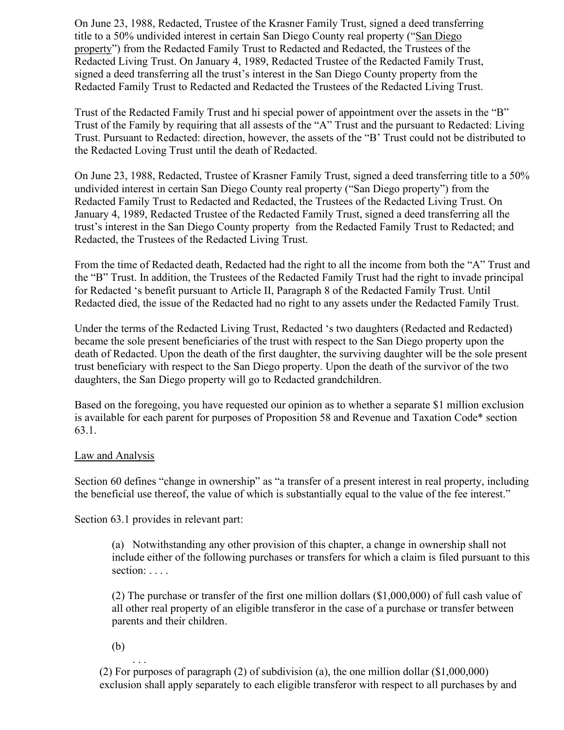On June 23, 1988, Redacted, Trustee of the Krasner Family Trust, signed a deed transferring title to a 50% undivided interest in certain San Diego County real property ("San Diego property") from the Redacted Family Trust to Redacted and Redacted, the Trustees of the Redacted Living Trust. On January 4, 1989, Redacted Trustee of the Redacted Family Trust, signed a deed transferring all the trust's interest in the San Diego County property from the Redacted Family Trust to Redacted and Redacted the Trustees of the Redacted Living Trust.

Trust of the Redacted Family Trust and hi special power of appointment over the assets in the "B" Trust of the Family by requiring that all assests of the "A" Trust and the pursuant to Redacted: Living Trust. Pursuant to Redacted: direction, however, the assets of the "B' Trust could not be distributed to the Redacted Loving Trust until the death of Redacted.

On June 23, 1988, Redacted, Trustee of Krasner Family Trust, signed a deed transferring title to a 50% undivided interest in certain San Diego County real property ("San Diego property") from the Redacted Family Trust to Redacted and Redacted, the Trustees of the Redacted Living Trust. On January 4, 1989, Redacted Trustee of the Redacted Family Trust, signed a deed transferring all the trust's interest in the San Diego County property from the Redacted Family Trust to Redacted; and Redacted, the Trustees of the Redacted Living Trust.

From the time of Redacted death, Redacted had the right to all the income from both the "A" Trust and the "B" Trust. In addition, the Trustees of the Redacted Family Trust had the right to invade principal for Redacted 's benefit pursuant to Article II, Paragraph 8 of the Redacted Family Trust. Until Redacted died, the issue of the Redacted had no right to any assets under the Redacted Family Trust.

Under the terms of the Redacted Living Trust, Redacted 's two daughters (Redacted and Redacted) became the sole present beneficiaries of the trust with respect to the San Diego property upon the death of Redacted. Upon the death of the first daughter, the surviving daughter will be the sole present trust beneficiary with respect to the San Diego property. Upon the death of the survivor of the two daughters, the San Diego property will go to Redacted grandchildren.

Based on the foregoing, you have requested our opinion as to whether a separate $1 million exclusion is available for each parent for purposes of Proposition 58 and Revenue and Taxation Code* section 63.1.

Law and Analysis

Section 60 defines "change in ownership" as "a transfer of a present interest in real property, including the beneficial use thereof, the value of which is substantially equal to the value of the fee interest."

Section 63.1 provides in relevant part:

> (a) Notwithstanding any other provision of this chapter, a change in ownership shall not include either of the following purchases or transfers for which a claim is filed pursuant to this section: . . . .
>
> (2) The purchase or transfer of the first one million dollars ($1,000,000) of full cash value of all other real property of an eligible transferor in the case of a purchase or transfer between parents and their children.
>
> (b)
>
> . . .
>
> (2) For purposes of paragraph (2) of subdivision (a), the one million dollar ($1,000,000) exclusion shall apply separately to each eligible transferor with respect to all purchases by and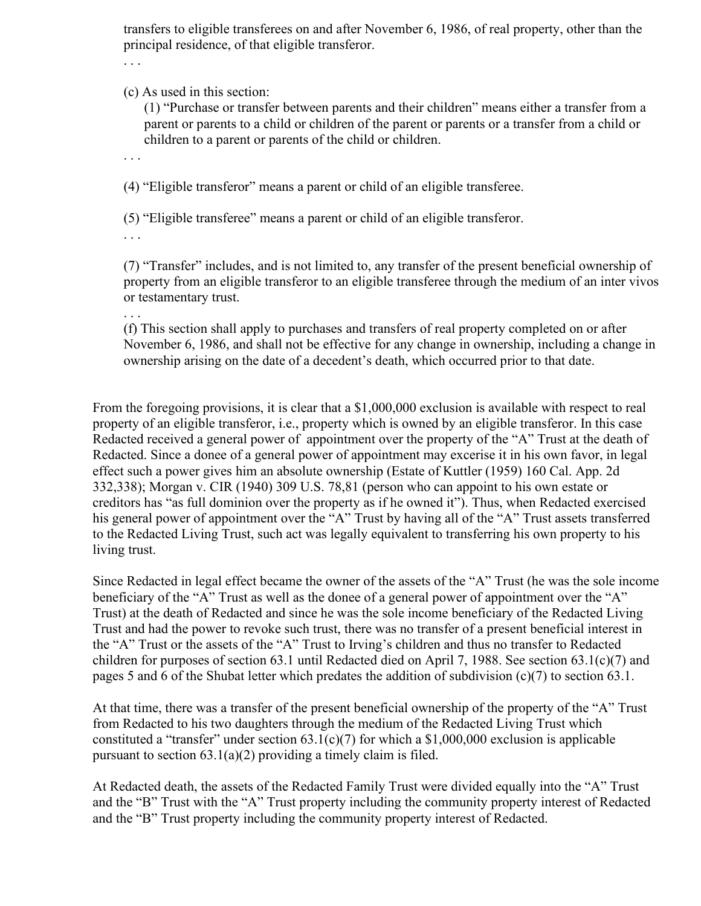transfers to eligible transferees on and after November 6, 1986, of real property, other than the principal residence, of that eligible transferor.

. . .

(c) As used in this section:

(1) "Purchase or transfer between parents and their children" means either a transfer from a parent or parents to a child or children of the parent or parents or a transfer from a child or children to a parent or parents of the child or children.

. . .

(4) "Eligible transferor" means a parent or child of an eligible transferee.

(5) "Eligible transferee" means a parent or child of an eligible transferor.

. . .

(7) "Transfer" includes, and is not limited to, any transfer of the present beneficial ownership of property from an eligible transferor to an eligible transferee through the medium of an inter vivos or testamentary trust.

. . .

(f) This section shall apply to purchases and transfers of real property completed on or after November 6, 1986, and shall not be effective for any change in ownership, including a change in ownership arising on the date of a decedent's death, which occurred prior to that date.

From the foregoing provisions, it is clear that a $1,000,000 exclusion is available with respect to real property of an eligible transferor, i.e., property which is owned by an eligible transferor. In this case Redacted received a general power of appointment over the property of the "A" Trust at the death of Redacted. Since a donee of a general power of appointment may excerise it in his own favor, in legal effect such a power gives him an absolute ownership (Estate of Kuttler (1959) 160 Cal. App. 2d 332,338); Morgan v. CIR (1940) 309 U.S. 78,81 (person who can appoint to his own estate or creditors has "as full dominion over the property as if he owned it"). Thus, when Redacted exercised his general power of appointment over the "A" Trust by having all of the "A" Trust assets transferred to the Redacted Living Trust, such act was legally equivalent to transferring his own property to his living trust.

Since Redacted in legal effect became the owner of the assets of the "A" Trust (he was the sole income beneficiary of the "A" Trust as well as the donee of a general power of appointment over the "A" Trust) at the death of Redacted and since he was the sole income beneficiary of the Redacted Living Trust and had the power to revoke such trust, there was no transfer of a present beneficial interest in the "A" Trust or the assets of the "A" Trust to Irving's children and thus no transfer to Redacted children for purposes of section 63.1 until Redacted died on April 7, 1988. See section 63.1(c)(7) and pages 5 and 6 of the Shubat letter which predates the addition of subdivision (c)(7) to section 63.1.

At that time, there was a transfer of the present beneficial ownership of the property of the "A" Trust from Redacted to his two daughters through the medium of the Redacted Living Trust which constituted a "transfer" under section 63.1(c)(7) for which a $1,000,000 exclusion is applicable pursuant to section 63.1(a)(2) providing a timely claim is filed.

At Redacted death, the assets of the Redacted Family Trust were divided equally into the "A" Trust and the "B" Trust with the "A" Trust property including the community property interest of Redacted and the "B" Trust property including the community property interest of Redacted.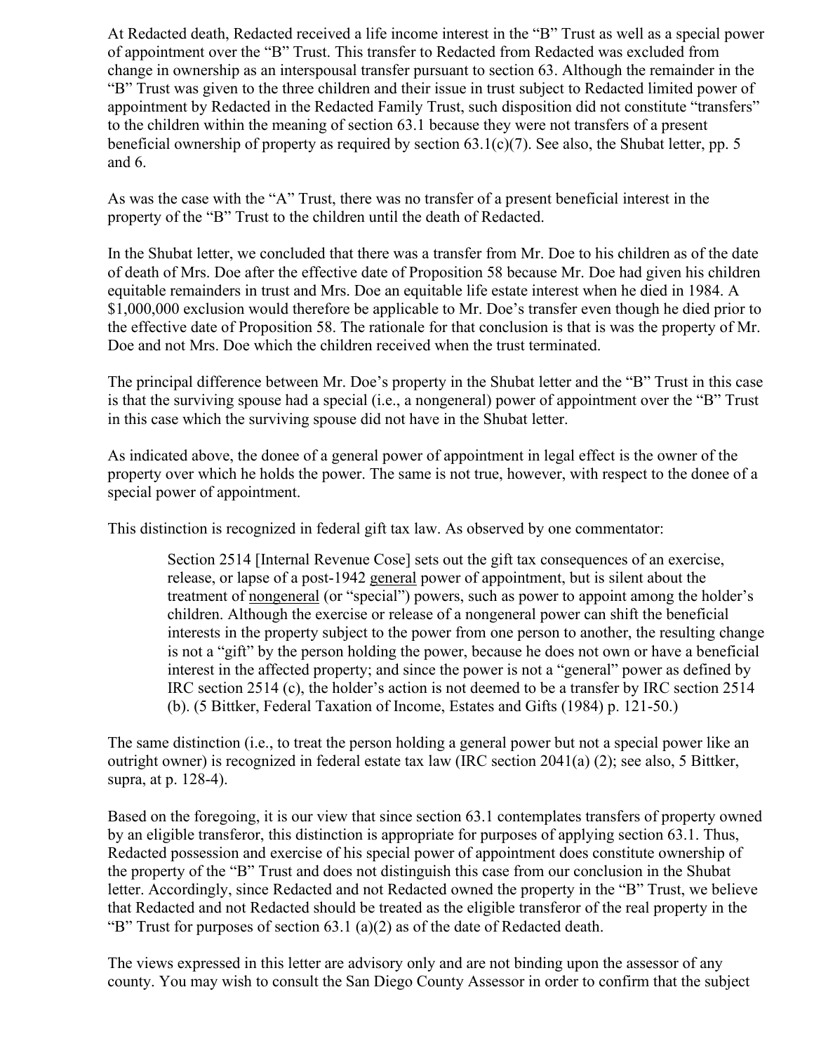At Redacted death, Redacted received a life income interest in the "B" Trust as well as a special power of appointment over the "B" Trust. This transfer to Redacted from Redacted was excluded from change in ownership as an interspousal transfer pursuant to section 63. Although the remainder in the "B" Trust was given to the three children and their issue in trust subject to Redacted limited power of appointment by Redacted in the Redacted Family Trust, such disposition did not constitute "transfers" to the children within the meaning of section 63.1 because they were not transfers of a present beneficial ownership of property as required by section 63.1(c)(7). See also, the Shubat letter, pp. 5 and 6.

As was the case with the "A" Trust, there was no transfer of a present beneficial interest in the property of the "B" Trust to the children until the death of Redacted.

In the Shubat letter, we concluded that there was a transfer from Mr. Doe to his children as of the date of death of Mrs. Doe after the effective date of Proposition 58 because Mr. Doe had given his children equitable remainders in trust and Mrs. Doe an equitable life estate interest when he died in 1984. A $1,000,000 exclusion would therefore be applicable to Mr. Doe's transfer even though he died prior to the effective date of Proposition 58. The rationale for that conclusion is that is was the property of Mr. Doe and not Mrs. Doe which the children received when the trust terminated.

The principal difference between Mr. Doe's property in the Shubat letter and the "B" Trust in this case is that the surviving spouse had a special (i.e., a nongeneral) power of appointment over the "B" Trust in this case which the surviving spouse did not have in the Shubat letter.

As indicated above, the donee of a general power of appointment in legal effect is the owner of the property over which he holds the power. The same is not true, however, with respect to the donee of a special power of appointment.

This distinction is recognized in federal gift tax law. As observed by one commentator:

> Section 2514 [Internal Revenue Cose] sets out the gift tax consequences of an exercise, release, or lapse of a post-1942 general power of appointment, but is silent about the treatment of nongeneral (or "special") powers, such as power to appoint among the holder's children. Although the exercise or release of a nongeneral power can shift the beneficial interests in the property subject to the power from one person to another, the resulting change is not a "gift" by the person holding the power, because he does not own or have a beneficial interest in the affected property; and since the power is not a "general" power as defined by IRC section 2514 (c), the holder's action is not deemed to be a transfer by IRC section 2514 (b). (5 Bittker, Federal Taxation of Income, Estates and Gifts (1984) p. 121-50.)

The same distinction (i.e., to treat the person holding a general power but not a special power like an outright owner) is recognized in federal estate tax law (IRC section 2041(a) (2); see also, 5 Bittker, supra, at p. 128-4).

Based on the foregoing, it is our view that since section 63.1 contemplates transfers of property owned by an eligible transferor, this distinction is appropriate for purposes of applying section 63.1. Thus, Redacted possession and exercise of his special power of appointment does constitute ownership of the property of the "B" Trust and does not distinguish this case from our conclusion in the Shubat letter. Accordingly, since Redacted and not Redacted owned the property in the "B" Trust, we believe that Redacted and not Redacted should be treated as the eligible transferor of the real property in the "B" Trust for purposes of section 63.1 (a)(2) as of the date of Redacted death.

The views expressed in this letter are advisory only and are not binding upon the assessor of any county. You may wish to consult the San Diego County Assessor in order to confirm that the subject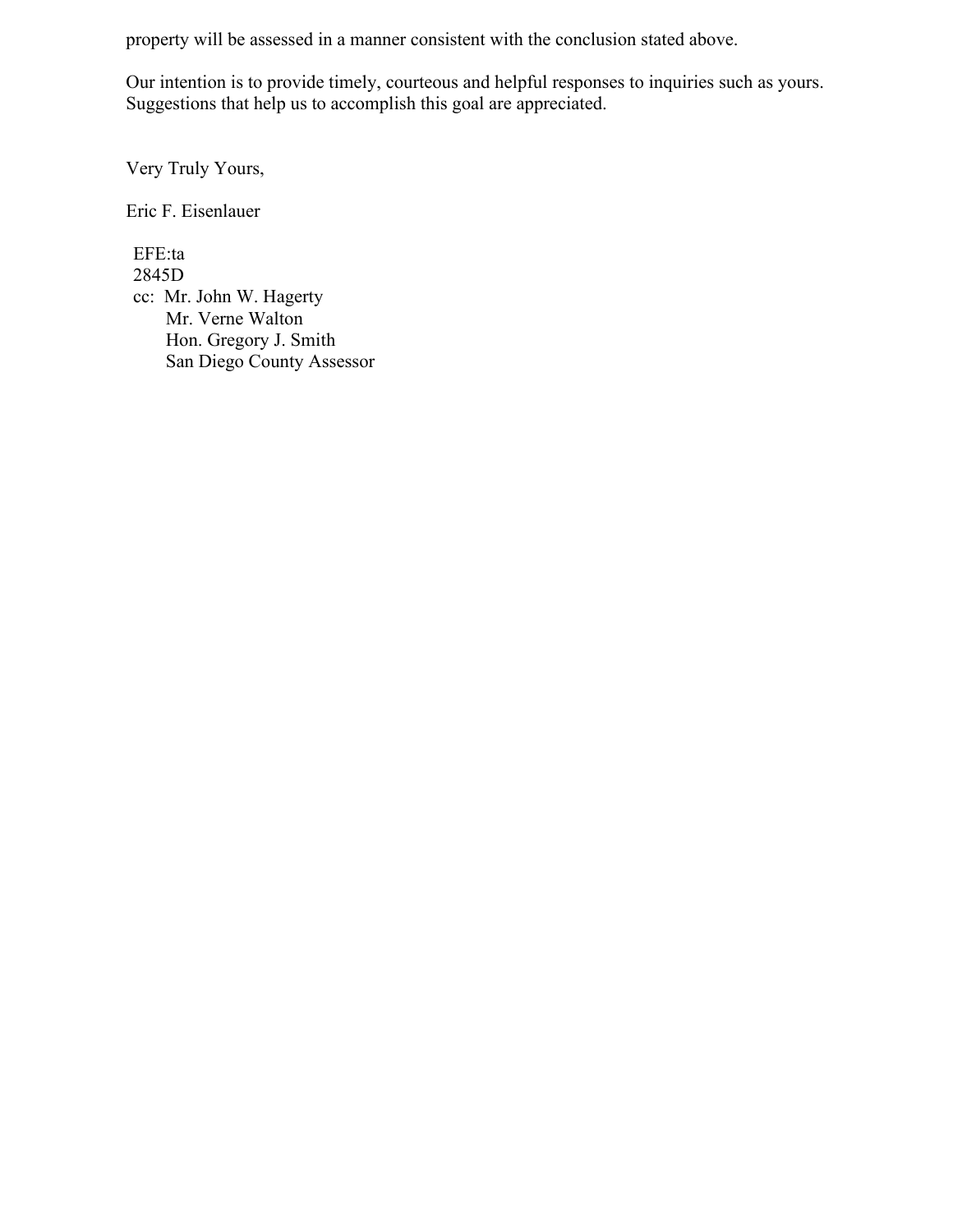property will be assessed in a manner consistent with the conclusion stated above.

Our intention is to provide timely, courteous and helpful responses to inquiries such as yours. Suggestions that help us to accomplish this goal are appreciated.

Very Truly Yours,

Eric F. Eisenlauer

EFE:ta
2845D
cc: Mr. John W. Hagerty
Mr. Verne Walton
Hon. Gregory J. Smith
San Diego County Assessor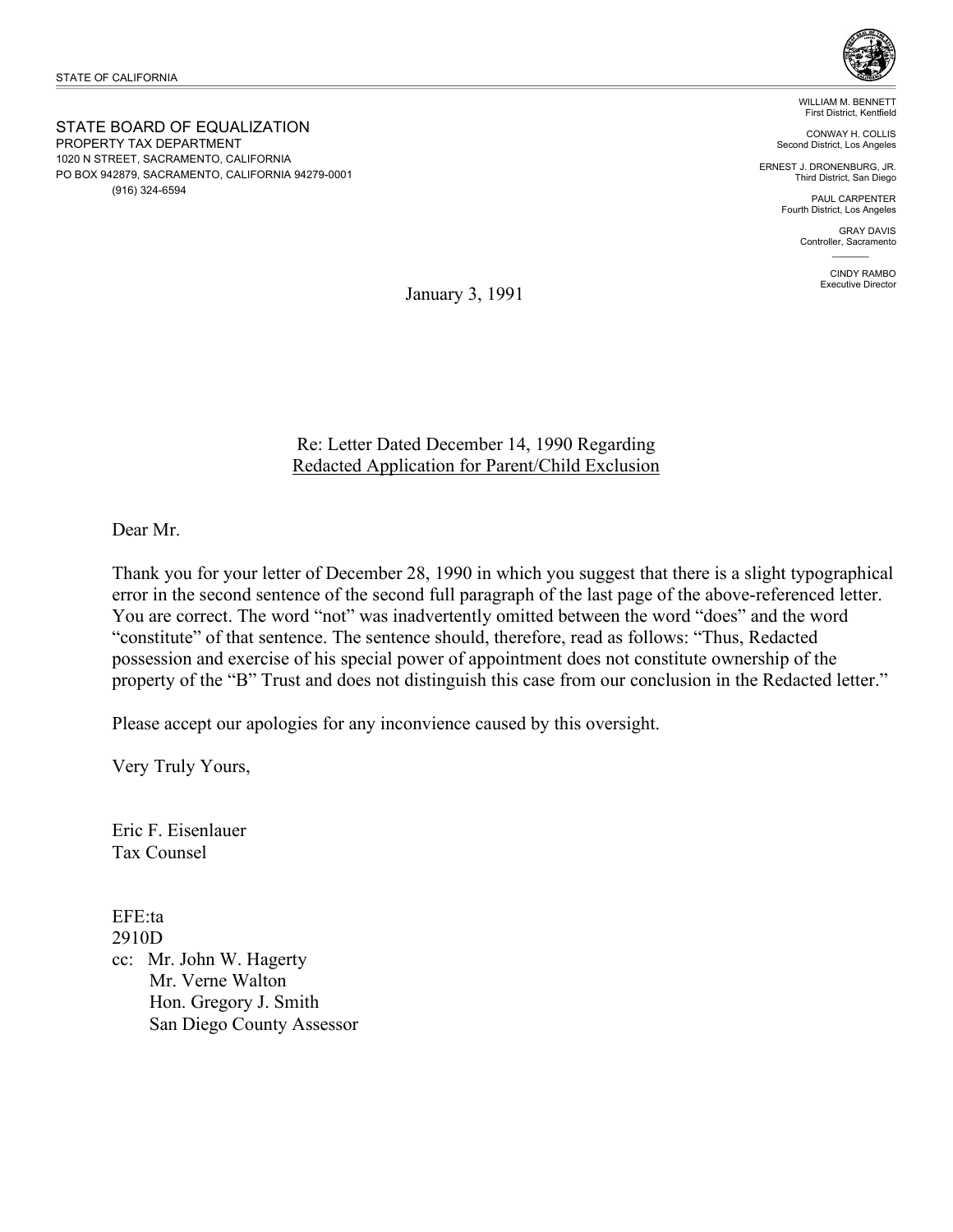STATE OF CALIFORNIA

STATE BOARD OF EQUALIZATION
PROPERTY TAX DEPARTMENT
1020 N STREET, SACRAMENTO, CALIFORNIA
PO BOX 942879, SACRAMENTO, CALIFORNIA 94279-0001
(916) 324-6594

WILLIAM M. BENNETT
First District, Kentfield

CONWAY H. COLLIS
Second District, Los Angeles

ERNEST J. DRONENBURG, JR.
Third District, San Diego

PAUL CARPENTER
Fourth District, Los Angeles

GRAY DAVIS
Controller, Sacramento

CINDY RAMBO
Executive Director

January 3, 1991

Re: Letter Dated December 14, 1990 Regarding
Redacted Application for Parent/Child Exclusion

Dear Mr.

Thank you for your letter of December 28, 1990 in which you suggest that there is a slight typographical error in the second sentence of the second full paragraph of the last page of the above-referenced letter. You are correct. The word "not" was inadvertently omitted between the word "does" and the word "constitute" of that sentence. The sentence should, therefore, read as follows: "Thus, Redacted possession and exercise of his special power of appointment does not constitute ownership of the property of the "B" Trust and does not distinguish this case from our conclusion in the Redacted letter."

Please accept our apologies for any inconvience caused by this oversight.

Very Truly Yours,

Eric F. Eisenlauer
Tax Counsel

EFE:ta
2910D
cc: Mr. John W. Hagerty
Mr. Verne Walton
Hon. Gregory J. Smith
San Diego County Assessor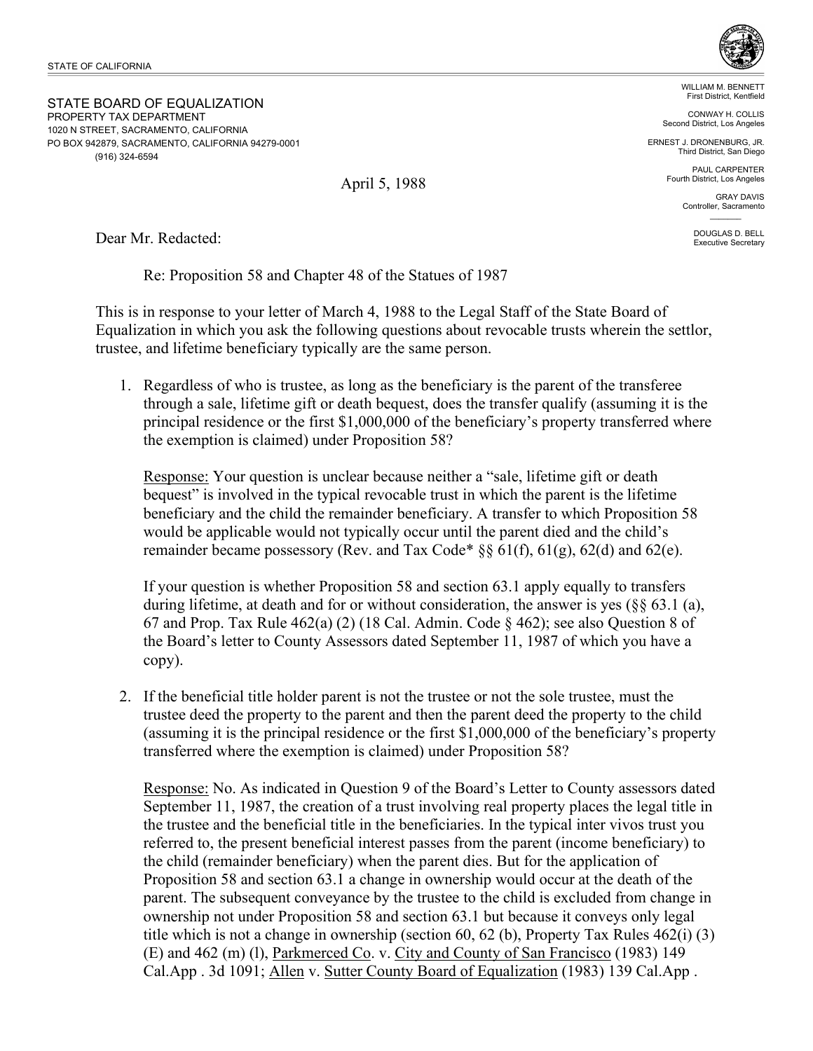STATE OF CALIFORNIA

STATE BOARD OF EQUALIZATION
PROPERTY TAX DEPARTMENT
1020 N STREET, SACRAMENTO, CALIFORNIA
PO BOX 942879, SACRAMENTO, CALIFORNIA 94279-0001
(916) 324-6594

WILLIAM M. BENNETT
First District, Kentfield

CONWAY H. COLLIS
Second District, Los Angeles

ERNEST J. DRONENBURG, JR.
Third District, San Diego

PAUL CARPENTER
Fourth District, Los Angeles

GRAY DAVIS
Controller, Sacramento

DOUGLAS D. BELL
Executive Secretary

April 5, 1988

Dear Mr. Redacted:

Re: Proposition 58 and Chapter 48 of the Statues of 1987

This is in response to your letter of March 4, 1988 to the Legal Staff of the State Board of Equalization in which you ask the following questions about revocable trusts wherein the settlor, trustee, and lifetime beneficiary typically are the same person.

1. Regardless of who is trustee, as long as the beneficiary is the parent of the transferee through a sale, lifetime gift or death bequest, does the transfer qualify (assuming it is the principal residence or the first $1,000,000 of the beneficiary's property transferred where the exemption is claimed) under Proposition 58?

   Response: Your question is unclear because neither a "sale, lifetime gift or death bequest" is involved in the typical revocable trust in which the parent is the lifetime beneficiary and the child the remainder beneficiary. A transfer to which Proposition 58 would be applicable would not typically occur until the parent died and the child's remainder became possessory (Rev. and Tax Code* §§ 61(f), 61(g), 62(d) and 62(e).

   If your question is whether Proposition 58 and section 63.1 apply equally to transfers during lifetime, at death and for or without consideration, the answer is yes (§§ 63.1 (a), 67 and Prop. Tax Rule 462(a) (2) (18 Cal. Admin. Code § 462); see also Question 8 of the Board's letter to County Assessors dated September 11, 1987 of which you have a copy).

2. If the beneficial title holder parent is not the trustee or not the sole trustee, must the trustee deed the property to the parent and then the parent deed the property to the child (assuming it is the principal residence or the first $1,000,000 of the beneficiary's property transferred where the exemption is claimed) under Proposition 58?

   Response: No. As indicated in Question 9 of the Board's Letter to County assessors dated September 11, 1987, the creation of a trust involving real property places the legal title in the trustee and the beneficial title in the beneficiaries. In the typical inter vivos trust you referred to, the present beneficial interest passes from the parent (income beneficiary) to the child (remainder beneficiary) when the parent dies. But for the application of Proposition 58 and section 63.1 a change in ownership would occur at the death of the parent. The subsequent conveyance by the trustee to the child is excluded from change in ownership not under Proposition 58 and section 63.1 but because it conveys only legal title which is not a change in ownership (section 60, 62 (b), Property Tax Rules 462(i) (3) (E) and 462 (m) (l), Parkmerced Co. v. City and County of San Francisco (1983) 149 Cal.App . 3d 1091; Allen v. Sutter County Board of Equalization (1983) 139 Cal.App .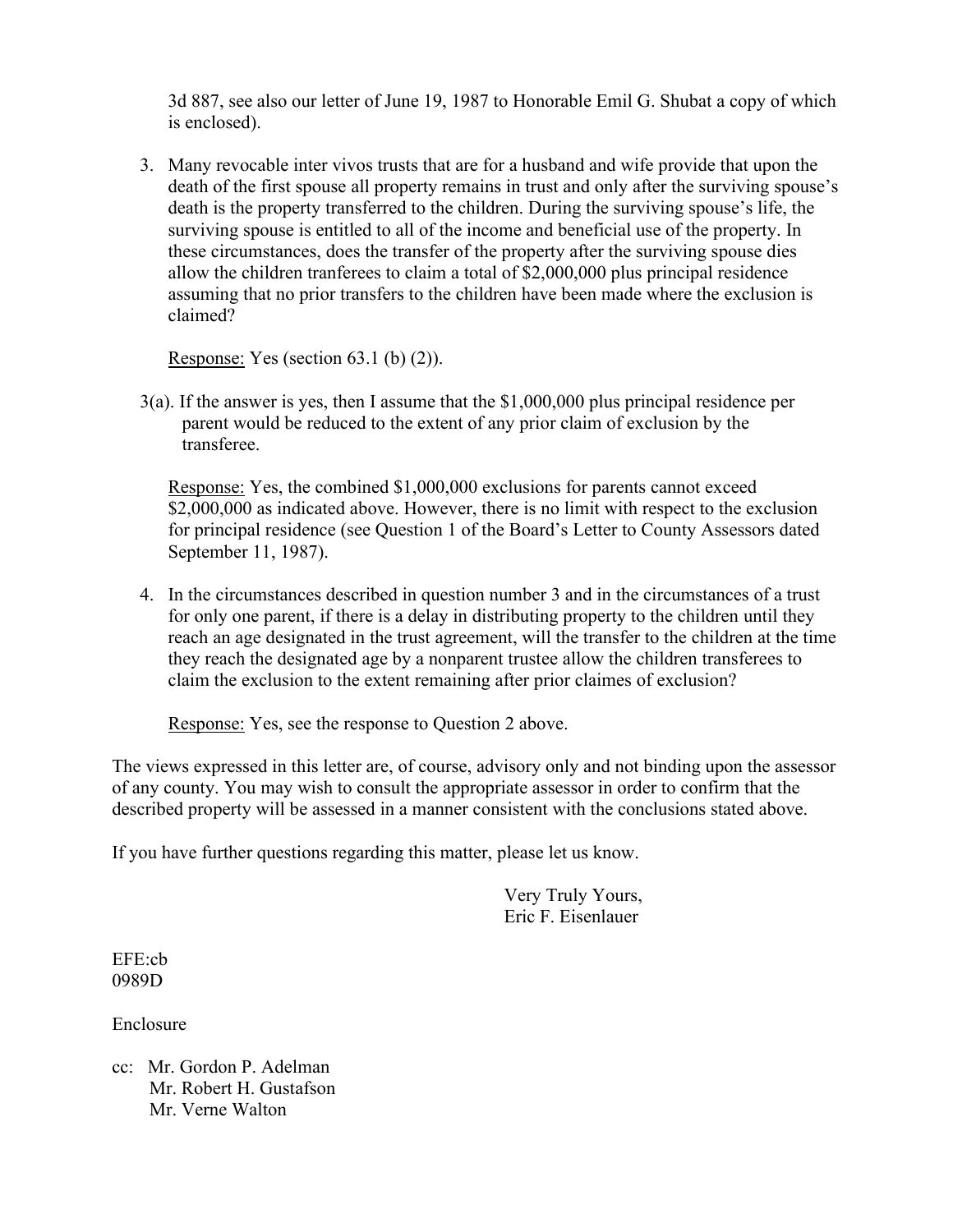3d 887, see also our letter of June 19, 1987 to Honorable Emil G. Shubat a copy of which is enclosed).

3. Many revocable inter vivos trusts that are for a husband and wife provide that upon the death of the first spouse all property remains in trust and only after the surviving spouse's death is the property transferred to the children. During the surviving spouse's life, the surviving spouse is entitled to all of the income and beneficial use of the property. In these circumstances, does the transfer of the property after the surviving spouse dies allow the children tranferees to claim a total of $2,000,000 plus principal residence assuming that no prior transfers to the children have been made where the exclusion is claimed?

   Response: Yes (section 63.1 (b) (2)).

3(a). If the answer is yes, then I assume that the $1,000,000 plus principal residence per parent would be reduced to the extent of any prior claim of exclusion by the transferee.

   Response: Yes, the combined $1,000,000 exclusions for parents cannot exceed $2,000,000 as indicated above. However, there is no limit with respect to the exclusion for principal residence (see Question 1 of the Board's Letter to County Assessors dated September 11, 1987).

4. In the circumstances described in question number 3 and in the circumstances of a trust for only one parent, if there is a delay in distributing property to the children until they reach an age designated in the trust agreement, will the transfer to the children at the time they reach the designated age by a nonparent trustee allow the children transferees to claim the exclusion to the extent remaining after prior claimes of exclusion?

   Response: Yes, see the response to Question 2 above.

The views expressed in this letter are, of course, advisory only and not binding upon the assessor of any county. You may wish to consult the appropriate assessor in order to confirm that the described property will be assessed in a manner consistent with the conclusions stated above.

If you have further questions regarding this matter, please let us know.

Very Truly Yours,
Eric F. Eisenlauer

EFE:cb
0989D

Enclosure

cc: Mr. Gordon P. Adelman
Mr. Robert H. Gustafson
Mr. Verne Walton